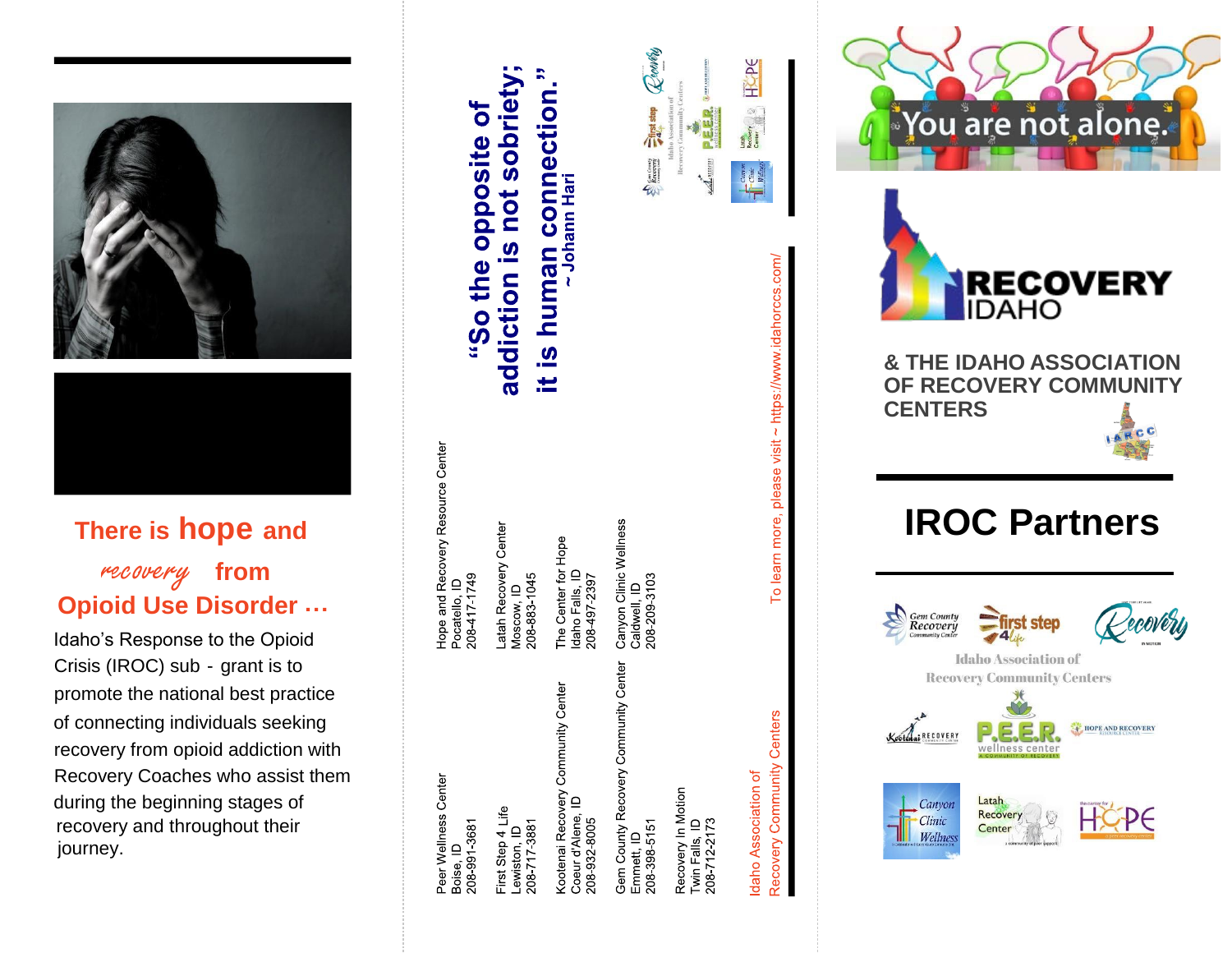There is **hope** and *recovery* from Opioid Use Disorder …

Idaho's Response to the Opioid Crisis (IROC) sub - grant is to promote the national best practice of connecting individuals seeking recovery from opioid addiction with Recovery Coaches who assist them during the beginning stages of recovery and throughout their journey.

Peer Wellness Center
Boise, ID
208-991-3681

First Step 4 Life
Lewiston, ID
208-717-3881

Kootenai Recovery Community Center
Coeur d'Alene, ID
208-932-8005

Gem County Recovery Community Center
Emmett, ID
208-398-5151

Recovery In Motion
Twin Falls, ID
208-712-2173

Hope and Recovery Resource Center
Pocatello, ID
208-417-1749

Latah Recovery Center
Moscow, ID
208-883-1045

The Center for Hope
Idaho Falls, ID
208-497-2397

Canyon Clinic Wellness
Caldwell, ID
208-209-3103

Idaho Association of Recovery Community Centers

To learn more, please visit ~ https://www.idahorccs.com/

**"So the opposite of addiction is not sobriety; it is human connection."**
**~ Johann Hari**

You are not alone.

RECOVERY IDAHO

**& THE IDAHO ASSOCIATION OF RECOVERY COMMUNITY CENTERS**

# IROC Partners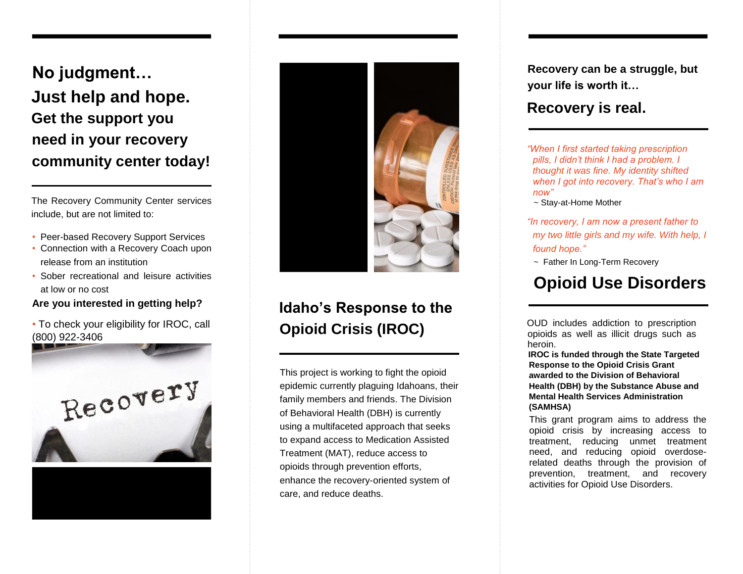## No judgment…
## Just help and hope.
### Get the support you need in your recovery community center today!

The Recovery Community Center services include, but are not limited to:

- Peer-based Recovery Support Services
- Connection with a Recovery Coach upon release from an institution
- Sober recreational and leisure activities at low or no cost

**Are you interested in getting help?**

- To check your eligibility for IROC, call (800) 922-3406

## Idaho's Response to the Opioid Crisis (IROC)

This project is working to fight the opioid epidemic currently plaguing Idahoans, their family members and friends. The Division of Behavioral Health (DBH) is currently using a multifaceted approach that seeks to expand access to Medication Assisted Treatment (MAT), reduce access to opioids through prevention efforts, enhance the recovery-oriented system of care, and reduce deaths.

**Recovery can be a struggle, but your life is worth it…**

## Recovery is real.

*"When I first started taking prescription pills, I didn't think I had a problem. I thought it was fine. My identity shifted when I got into recovery. That's who I am now"*

~ Stay-at-Home Mother

*"In recovery, I am now a present father to my two little girls and my wife. With help, I found hope."*

~ Father In Long-Term Recovery

## Opioid Use Disorders

OUD includes addiction to prescription opioids as well as illicit drugs such as heroin.

**IROC is funded through the State Targeted Response to the Opioid Crisis Grant awarded to the Division of Behavioral Health (DBH) by the Substance Abuse and Mental Health Services Administration (SAMHSA)**

This grant program aims to address the opioid crisis by increasing access to treatment, reducing unmet treatment need, and reducing opioid overdose-related deaths through the provision of prevention, treatment, and recovery activities for Opioid Use Disorders.